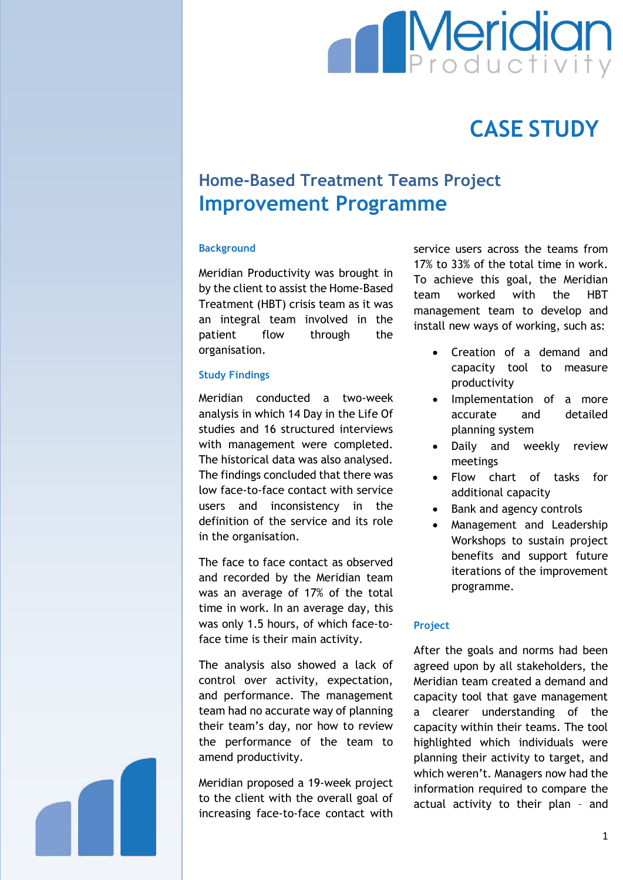# CASE STUDY

## Home-Based Treatment Teams Project

# Improvement Programme

### Background

Meridian Productivity was brought in by the client to assist the Home-Based Treatment (HBT) crisis team as it was an integral team involved in the patient flow through the organisation.

### Study Findings

Meridian conducted a two-week analysis in which 14 Day in the Life Of studies and 16 structured interviews with management were completed. The historical data was also analysed. The findings concluded that there was low face-to-face contact with service users and inconsistency in the definition of the service and its role in the organisation.

The face to face contact as observed and recorded by the Meridian team was an average of 17% of the total time in work. In an average day, this was only 1.5 hours, of which face-to-face time is their main activity.

The analysis also showed a lack of control over activity, expectation, and performance. The management team had no accurate way of planning their team's day, nor how to review the performance of the team to amend productivity.

Meridian proposed a 19-week project to the client with the overall goal of increasing face-to-face contact with service users across the teams from 17% to 33% of the total time in work. To achieve this goal, the Meridian team worked with the HBT management team to develop and install new ways of working, such as:

- Creation of a demand and capacity tool to measure productivity
- Implementation of a more accurate and detailed planning system
- Daily and weekly review meetings
- Flow chart of tasks for additional capacity
- Bank and agency controls
- Management and Leadership Workshops to sustain project benefits and support future iterations of the improvement programme.

### Project

After the goals and norms had been agreed upon by all stakeholders, the Meridian team created a demand and capacity tool that gave management a clearer understanding of the capacity within their teams. The tool highlighted which individuals were planning their activity to target, and which weren't. Managers now had the information required to compare the actual activity to their plan – and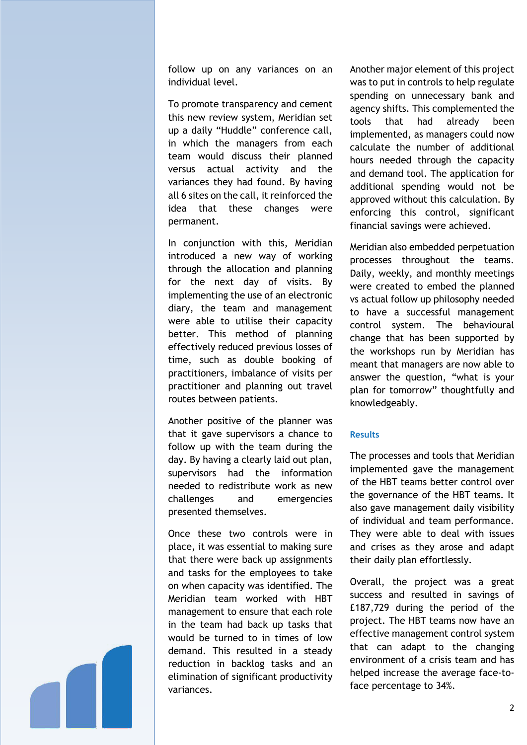follow up on any variances on an individual level.

To promote transparency and cement this new review system, Meridian set up a daily "Huddle" conference call, in which the managers from each team would discuss their planned versus actual activity and the variances they had found. By having all 6 sites on the call, it reinforced the idea that these changes were permanent.

In conjunction with this, Meridian introduced a new way of working through the allocation and planning for the next day of visits. By implementing the use of an electronic diary, the team and management were able to utilise their capacity better. This method of planning effectively reduced previous losses of time, such as double booking of practitioners, imbalance of visits per practitioner and planning out travel routes between patients.

Another positive of the planner was that it gave supervisors a chance to follow up with the team during the day. By having a clearly laid out plan, supervisors had the information needed to redistribute work as new challenges and emergencies presented themselves.

Once these two controls were in place, it was essential to making sure that there were back up assignments and tasks for the employees to take on when capacity was identified. The Meridian team worked with HBT management to ensure that each role in the team had back up tasks that would be turned to in times of low demand. This resulted in a steady reduction in backlog tasks and an elimination of significant productivity variances.

Another major element of this project was to put in controls to help regulate spending on unnecessary bank and agency shifts. This complemented the tools that had already been implemented, as managers could now calculate the number of additional hours needed through the capacity and demand tool. The application for additional spending would not be approved without this calculation. By enforcing this control, significant financial savings were achieved.

Meridian also embedded perpetuation processes throughout the teams. Daily, weekly, and monthly meetings were created to embed the planned vs actual follow up philosophy needed to have a successful management control system. The behavioural change that has been supported by the workshops run by Meridian has meant that managers are now able to answer the question, "what is your plan for tomorrow" thoughtfully and knowledgeably.

## Results

The processes and tools that Meridian implemented gave the management of the HBT teams better control over the governance of the HBT teams. It also gave management daily visibility of individual and team performance. They were able to deal with issues and crises as they arose and adapt their daily plan effortlessly.

Overall, the project was a great success and resulted in savings of £187,729 during the period of the project. The HBT teams now have an effective management control system that can adapt to the changing environment of a crisis team and has helped increase the average face-to-face percentage to 34%.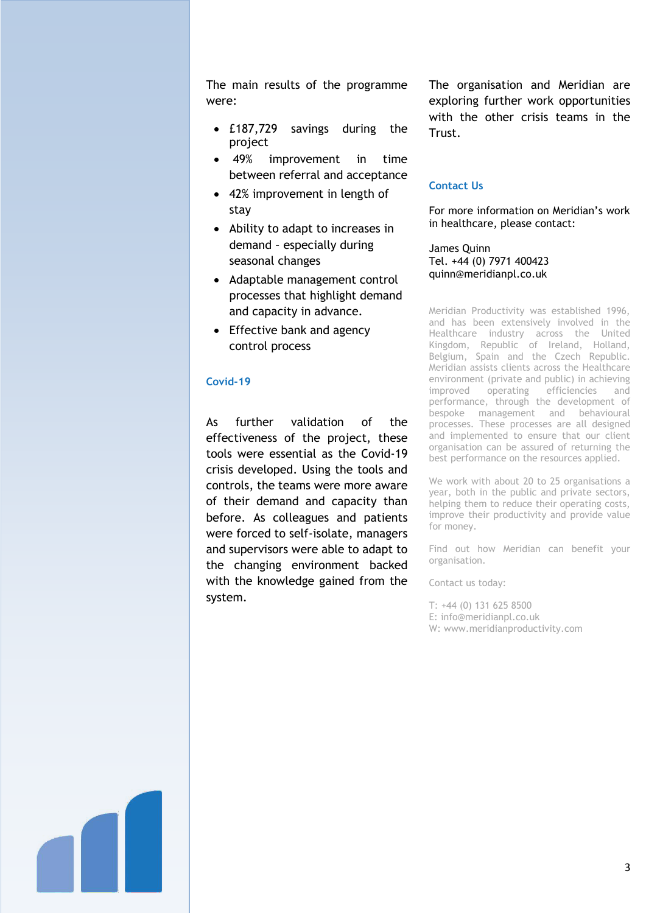The main results of the programme were:

- £187,729 savings during the project
- 49% improvement in time between referral and acceptance
- 42% improvement in length of stay
- Ability to adapt to increases in demand – especially during seasonal changes
- Adaptable management control processes that highlight demand and capacity in advance.
- Effective bank and agency control process

## Covid-19

As further validation of the effectiveness of the project, these tools were essential as the Covid-19 crisis developed. Using the tools and controls, the teams were more aware of their demand and capacity than before. As colleagues and patients were forced to self-isolate, managers and supervisors were able to adapt to the changing environment backed with the knowledge gained from the system.

The organisation and Meridian are exploring further work opportunities with the other crisis teams in the Trust.

## Contact Us

For more information on Meridian's work in healthcare, please contact:

James Quinn
Tel. +44 (0) 7971 400423
quinn@meridianpl.co.uk

Meridian Productivity was established 1996, and has been extensively involved in the Healthcare industry across the United Kingdom, Republic of Ireland, Holland, Belgium, Spain and the Czech Republic. Meridian assists clients across the Healthcare environment (private and public) in achieving improved operating efficiencies and performance, through the development of bespoke management and behavioural processes. These processes are all designed and implemented to ensure that our client organisation can be assured of returning the best performance on the resources applied.

We work with about 20 to 25 organisations a year, both in the public and private sectors, helping them to reduce their operating costs, improve their productivity and provide value for money.

Find out how Meridian can benefit your organisation.

Contact us today:

T: +44 (0) 131 625 8500
E: info@meridianpl.co.uk
W: www.meridianproductivity.com